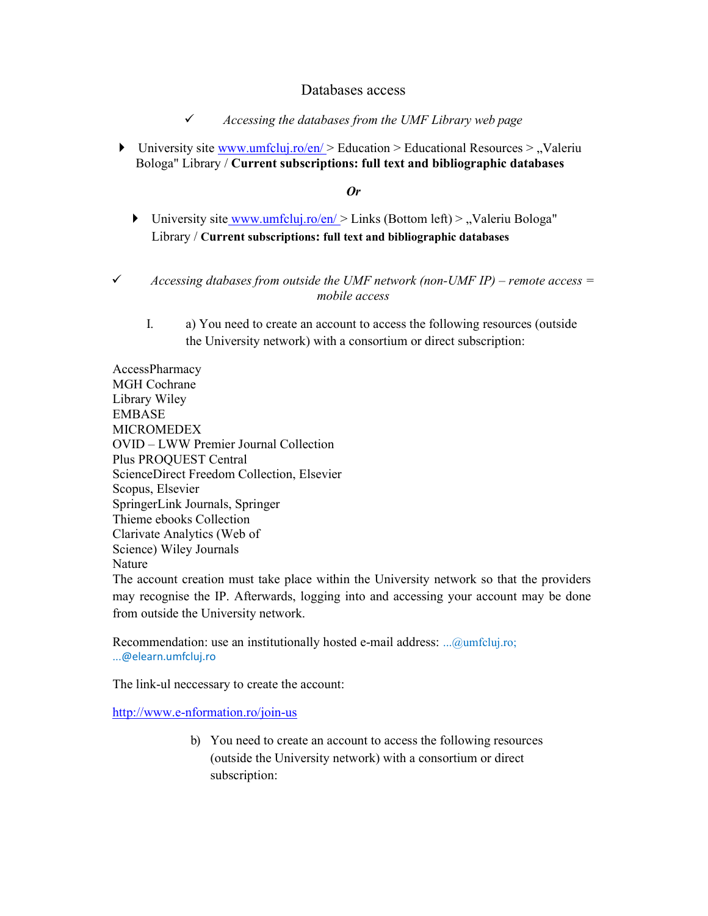# Databases access

✓ *Accessing the databases from the UMF Library web page*

- University site [www.umfcluj.ro/en/](www.umfcluj.ro/en/) > Education > Educational Resources > „Valeriu Bologa" Library / **Current subscriptions: full text and bibliographic databases**

***Or***

- University site [www.umfcluj.ro/en/](www.umfcluj.ro/en/) > Links (Bottom left) > „Valeriu Bologa" Library / **Current subscriptions: full text and bibliographic databases**

✓ *Accessing dtabases from outside the UMF network (non-UMF IP) – remote access = mobile access*

I. a) You need to create an account to access the following resources (outside the University network) with a consortium or direct subscription:

AccessPharmacy
MGH Cochrane
Library Wiley
EMBASE
MICROMEDEX
OVID – LWW Premier Journal Collection
Plus PROQUEST Central
ScienceDirect Freedom Collection, Elsevier
Scopus, Elsevier
SpringerLink Journals, Springer
Thieme ebooks Collection
Clarivate Analytics (Web of
Science) Wiley Journals
Nature

The account creation must take place within the University network so that the providers may recognise the IP. Afterwards, logging into and accessing your account may be done from outside the University network.

Recommendation: use an institutionally hosted e-mail address: ...@umfcluj.ro; ...@elearn.umfcluj.ro

The link-ul neccessary to create the account:

[http://www.e-nformation.ro/join-us](http://www.e-nformation.ro/join-us)

b) You need to create an account to access the following resources (outside the University network) with a consortium or direct subscription: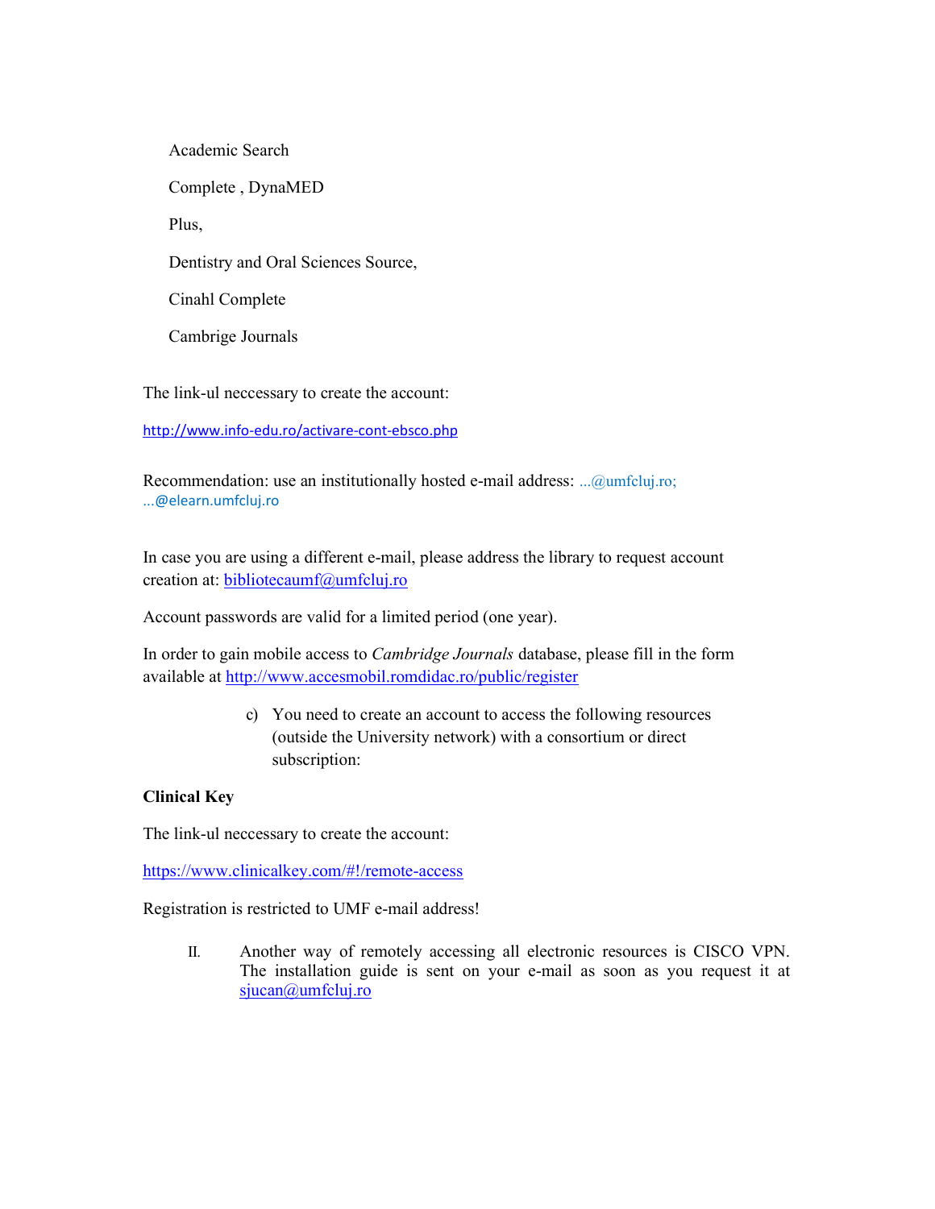Academic Search

Complete , DynaMED

Plus,

Dentistry and Oral Sciences Source,

Cinahl Complete

Cambrige Journals

The link-ul neccessary to create the account:

http://www.info-edu.ro/activare-cont-ebsco.php

Recommendation: use an institutionally hosted e-mail address: ...@umfcluj.ro; ...@elearn.umfcluj.ro

In case you are using a different e-mail, please address the library to request account creation at: bibliotecaumf@umfcluj.ro

Account passwords are valid for a limited period (one year).

In order to gain mobile access to *Cambridge Journals* database, please fill in the form available at http://www.accesmobil.romdidac.ro/public/register

c) You need to create an account to access the following resources (outside the University network) with a consortium or direct subscription:

**Clinical Key**

The link-ul neccessary to create the account:

https://www.clinicalkey.com/#!/remote-access

Registration is restricted to UMF e-mail address!

II. Another way of remotely accessing all electronic resources is CISCO VPN. The installation guide is sent on your e-mail as soon as you request it at sjucan@umfcluj.ro